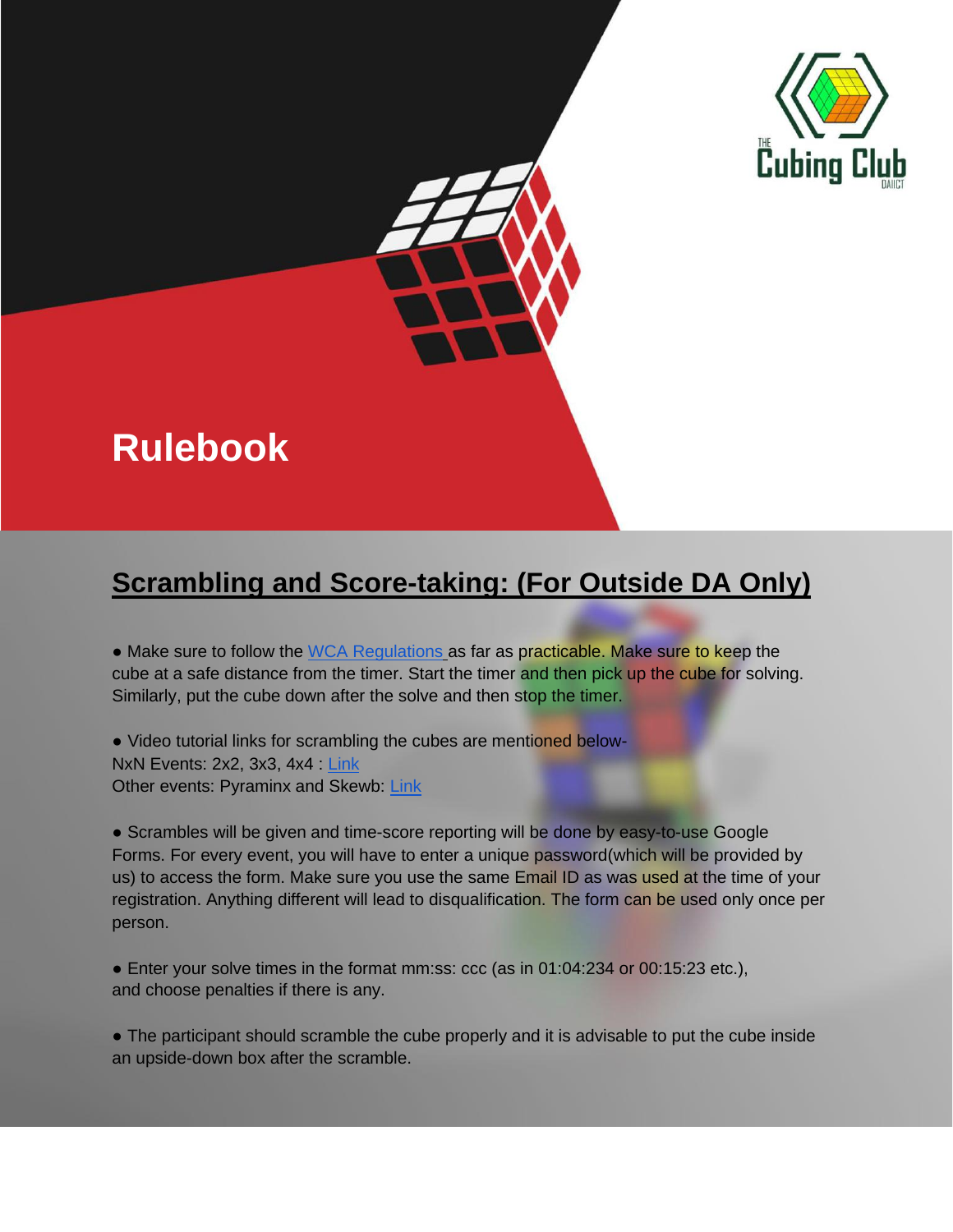# Rulebook

## Scrambling and Score-taking: (For Outside DA Only)

● Make sure to follow the [WCA Regulations](#) as far as practicable. Make sure to keep the cube at a safe distance from the timer. Start the timer and then pick up the cube for solving. Similarly, put the cube down after the solve and then stop the timer.

● Video tutorial links for scrambling the cubes are mentioned below-
NxN Events: 2x2, 3x3, 4x4 : [Link](#)
Other events: Pyraminx and Skewb: [Link](#)

● Scrambles will be given and time-score reporting will be done by easy-to-use Google Forms. For every event, you will have to enter a unique password(which will be provided by us) to access the form. Make sure you use the same Email ID as was used at the time of your registration. Anything different will lead to disqualification. The form can be used only once per person.

● Enter your solve times in the format mm:ss: ccc (as in 01:04:234 or 00:15:23 etc.), and choose penalties if there is any.

● The participant should scramble the cube properly and it is advisable to put the cube inside an upside-down box after the scramble.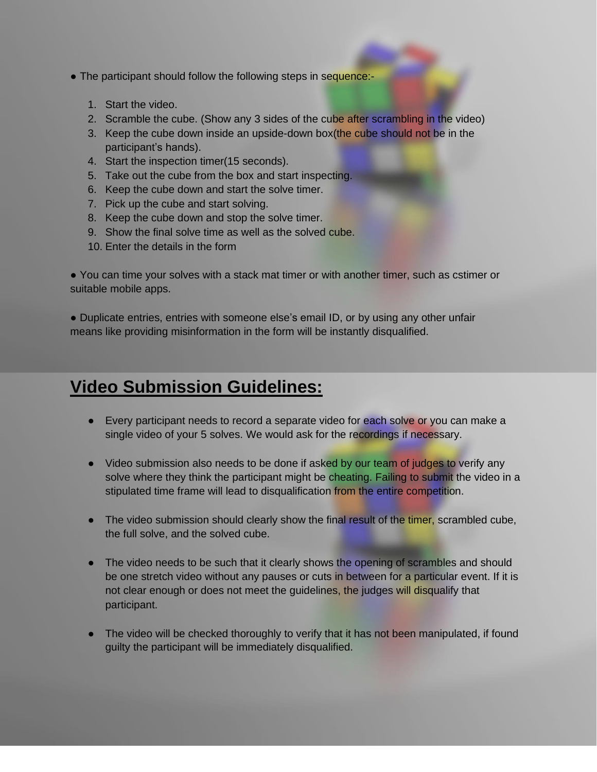- The participant should follow the following steps in sequence:-

  1. Start the video.
  2. Scramble the cube. (Show any 3 sides of the cube after scrambling in the video)
  3. Keep the cube down inside an upside-down box(the cube should not be in the participant's hands).
  4. Start the inspection timer(15 seconds).
  5. Take out the cube from the box and start inspecting.
  6. Keep the cube down and start the solve timer.
  7. Pick up the cube and start solving.
  8. Keep the cube down and stop the solve timer.
  9. Show the final solve time as well as the solved cube.
  10. Enter the details in the form

- You can time your solves with a stack mat timer or with another timer, such as cstimer or suitable mobile apps.

- Duplicate entries, entries with someone else's email ID, or by using any other unfair means like providing misinformation in the form will be instantly disqualified.

## Video Submission Guidelines:

- Every participant needs to record a separate video for each solve or you can make a single video of your 5 solves. We would ask for the recordings if necessary.

- Video submission also needs to be done if asked by our team of judges to verify any solve where they think the participant might be cheating. Failing to submit the video in a stipulated time frame will lead to disqualification from the entire competition.

- The video submission should clearly show the final result of the timer, scrambled cube, the full solve, and the solved cube.

- The video needs to be such that it clearly shows the opening of scrambles and should be one stretch video without any pauses or cuts in between for a particular event. If it is not clear enough or does not meet the guidelines, the judges will disqualify that participant.

- The video will be checked thoroughly to verify that it has not been manipulated, if found guilty the participant will be immediately disqualified.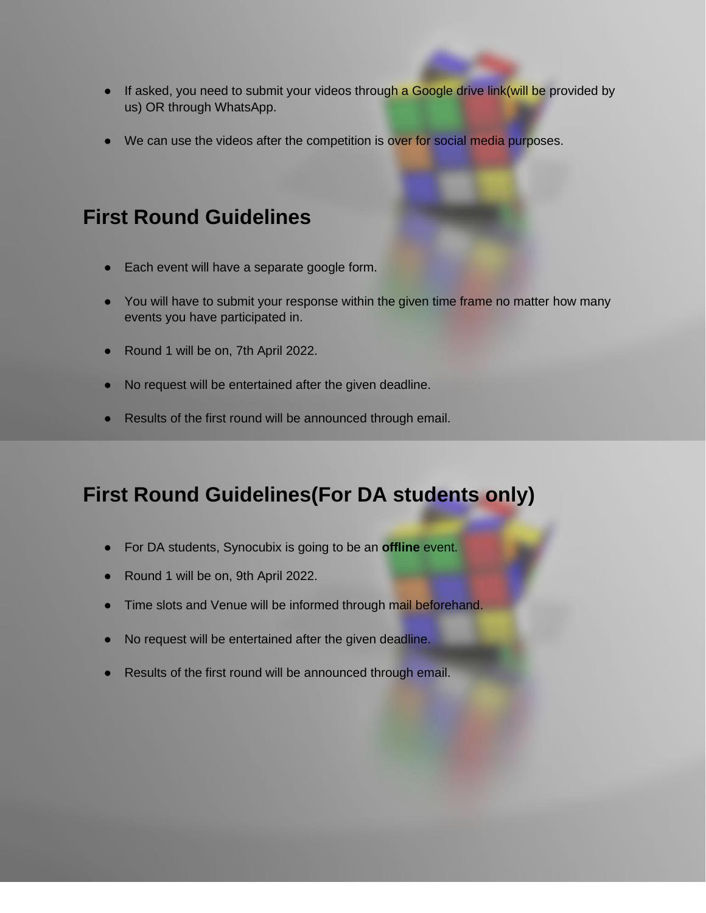- If asked, you need to submit your videos through a Google drive link(will be provided by us) OR through WhatsApp.

- We can use the videos after the competition is over for social media purposes.

## First Round Guidelines

- Each event will have a separate google form.

- You will have to submit your response within the given time frame no matter how many events you have participated in.

- Round 1 will be on, 7th April 2022.

- No request will be entertained after the given deadline.

- Results of the first round will be announced through email.

## First Round Guidelines(For DA students only)

- For DA students, Synocubix is going to be an **offline** event.
- Round 1 will be on, 9th April 2022.
- Time slots and Venue will be informed through mail beforehand.
- No request will be entertained after the given deadline.
- Results of the first round will be announced through email.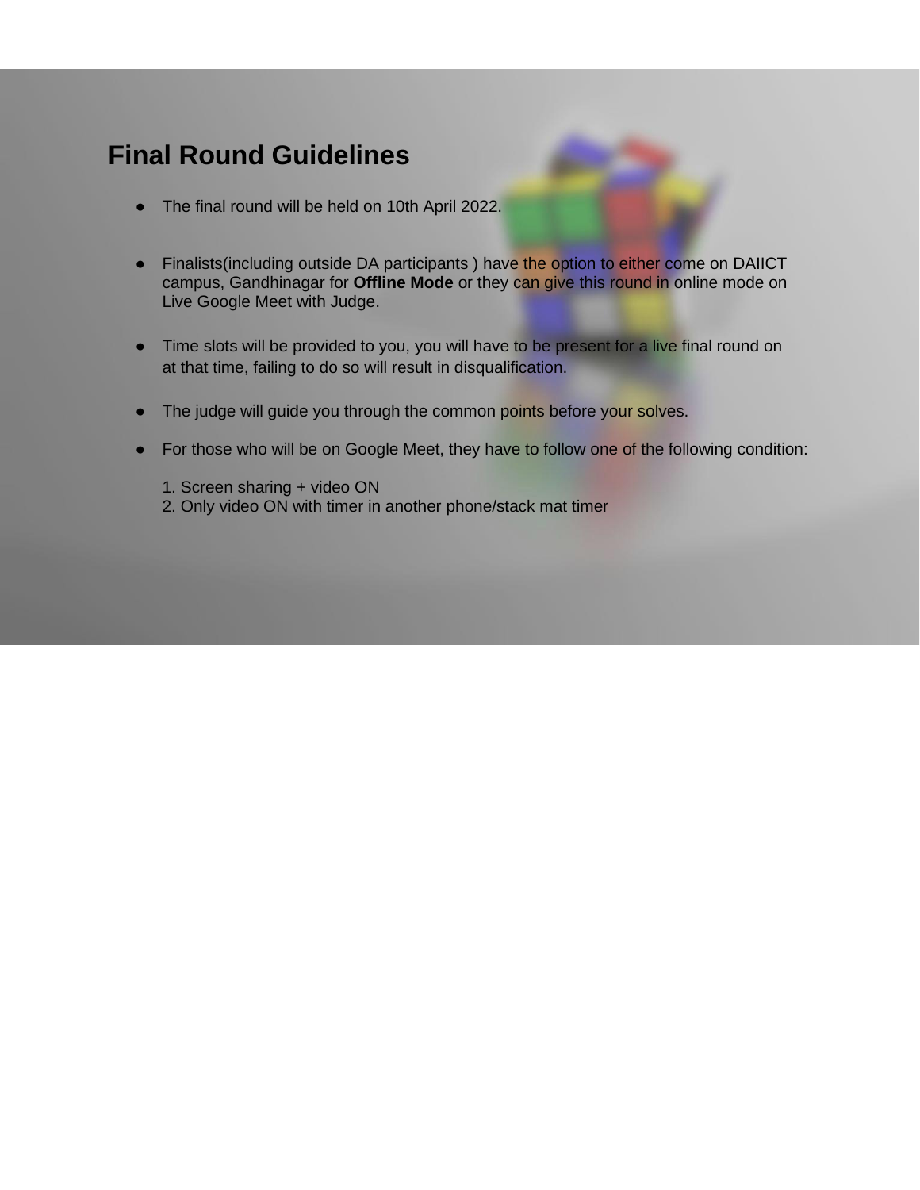# Final Round Guidelines

- The final round will be held on 10th April 2022.

- Finalists(including outside DA participants ) have the option to either come on DAIICT campus, Gandhinagar for **Offline Mode** or they can give this round in online mode on Live Google Meet with Judge.

- Time slots will be provided to you, you will have to be present for a live final round on at that time, failing to do so will result in disqualification.

- The judge will guide you through the common points before your solves.

- For those who will be on Google Meet, they have to follow one of the following condition:

  1. Screen sharing + video ON
  2. Only video ON with timer in another phone/stack mat timer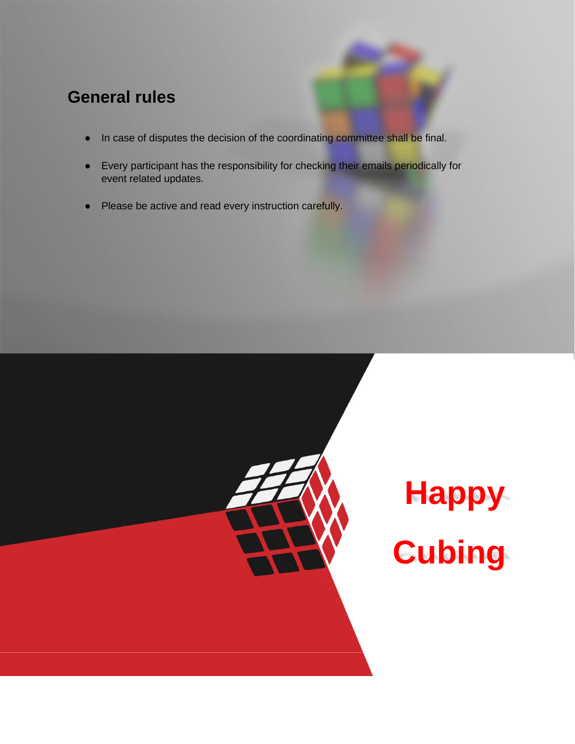## General rules

- In case of disputes the decision of the coordinating committee shall be final.
- Every participant has the responsibility for checking their emails periodically for event related updates.
- Please be active and read every instruction carefully.

**Happy Cubing**